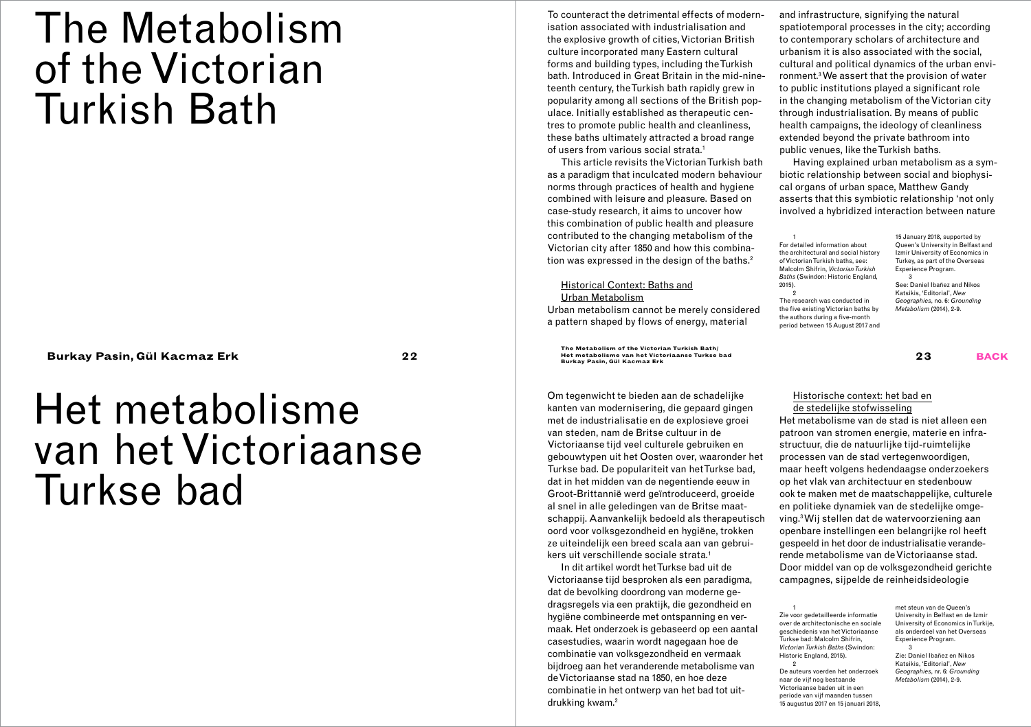# The Metabolism of the Victorian Turkish Bath

**Burkay Pasin, Gül Kacmaz Erk**

To counteract the detrimental effects of modernisation associated with industrialisation and the explosive growth of cities, Victorian British culture incorporated many Eastern cultural forms and building types, including the Turkish bath. Introduced in Great Britain in the mid-nineteenth century, the Turkish bath rapidly grew in popularity among all sections of the British populace. Initially established as therapeutic centres to promote public health and cleanliness, these baths ultimately attracted a broad range of users from various social strata.[1]

This article revisits the Victorian Turkish bath as a paradigm that inculcated modern behaviour norms through practices of health and hygiene combined with leisure and pleasure. Based on case-study research, it aims to uncover how this combination of public health and pleasure contributed to the changing metabolism of the Victorian city after 1850 and how this combination was expressed in the design of the baths.[2]

## Historical Context: Baths and Urban Metabolism

Urban metabolism cannot be merely considered a pattern shaped by flows of energy, material and infrastructure, signifying the natural spatiotemporal processes in the city; according to contemporary scholars of architecture and urbanism it is also associated with the social, cultural and political dynamics of the urban environment.[3] We assert that the provision of water to public institutions played a significant role in the changing metabolism of the Victorian city through industrialisation. By means of public health campaigns, the ideology of cleanliness extended beyond the private bathroom into public venues, like the Turkish baths.

Having explained urban metabolism as a symbiotic relationship between social and biophysical organs of urban space, Matthew Gandy asserts that this symbiotic relationship 'not only involved a hybridized interaction between nature

1
For detailed information about the architectural and social history of Victorian Turkish baths, see: Malcolm Shifrin, *Victorian Turkish Baths* (Swindon: Historic England, 2015).

2
The research was conducted in the five existing Victorian baths by the authors during a five-month period between 15 August 2017 and 15 January 2018, supported by Queen's University in Belfast and Izmir University of Economics in Turkey, as part of the Overseas Experience Program.

3
See: Daniel Ibañez and Nikos Katsikis, 'Editorial', *New Geographies*, no. 6: *Grounding Metabolism* (2014), 2-9.

# Het metabolisme van het Victoriaanse Turkse bad

Om tegenwicht te bieden aan de schadelijke kanten van modernisering, die gepaard gingen met de industrialisatie en de explosieve groei van steden, nam de Britse cultuur in de Victoriaanse tijd veel culturele gebruiken en gebouwtypen uit het Oosten over, waaronder het Turkse bad. De populariteit van het Turkse bad, dat in het midden van de negentiende eeuw in Groot-Brittannië werd geïntroduceerd, groeide al snel in alle geledingen van de Britse maatschappij. Aanvankelijk bedoeld als therapeutisch oord voor volksgezondheid en hygiëne, trokken ze uiteindelijk een breed scala aan van gebruikers uit verschillende sociale strata.[1]

In dit artikel wordt het Turkse bad uit de Victoriaanse tijd besproken als een paradigma, dat de bevolking doordrong van moderne gedragsregels via een praktijk, die gezondheid en hygiëne combineerde met ontspanning en vermaak. Het onderzoek is gebaseerd op een aantal casestudies, waarin wordt nagegaan hoe de combinatie van volksgezondheid en vermaak bijdroeg aan het veranderende metabolisme van de Victoriaanse stad na 1850, en hoe deze combinatie in het ontwerp van het bad tot uitdrukking kwam.[2]

## Historische context: het bad en de stedelijke stofwisseling

Het metabolisme van de stad is niet alleen een patroon van stromen energie, materie en infrastructuur, die de natuurlijke tijd-ruimtelijke processen van de stad vertegenwoordigen, maar heeft volgens hedendaagse onderzoekers op het vlak van architectuur en stedenbouw ook te maken met de maatschappelijke, culturele en politieke dynamiek van de stedelijke omgeving.[3] Wij stellen dat de watervoorziening aan openbare instellingen een belangrijke rol heeft gespeeld in het door de industrialisatie veranderende metabolisme van de Victoriaanse stad. Door middel van op de volksgezondheid gerichte campagnes, sijpelde de reinheidsideologie

1
Zie voor gedetailleerde informatie over de architectonische en sociale geschiedenis van het Victoriaanse Turkse bad: Malcolm Shifrin, *Victorian Turkish Baths* (Swindon: Historic England, 2015).

2
De auteurs voerden het onderzoek naar de vijf nog bestaande Victoriaanse baden uit in een periode van vijf maanden tussen 15 augustus 2017 en 15 januari 2018, met steun van de Queen's University in Belfast en de Izmir University of Economics in Turkije, als onderdeel van het Overseas Experience Program.

3
Zie: Daniel Ibañez en Nikos Katsikis, 'Editorial', *New Geographies*, nr. 6: *Grounding Metabolism* (2014), 2-9.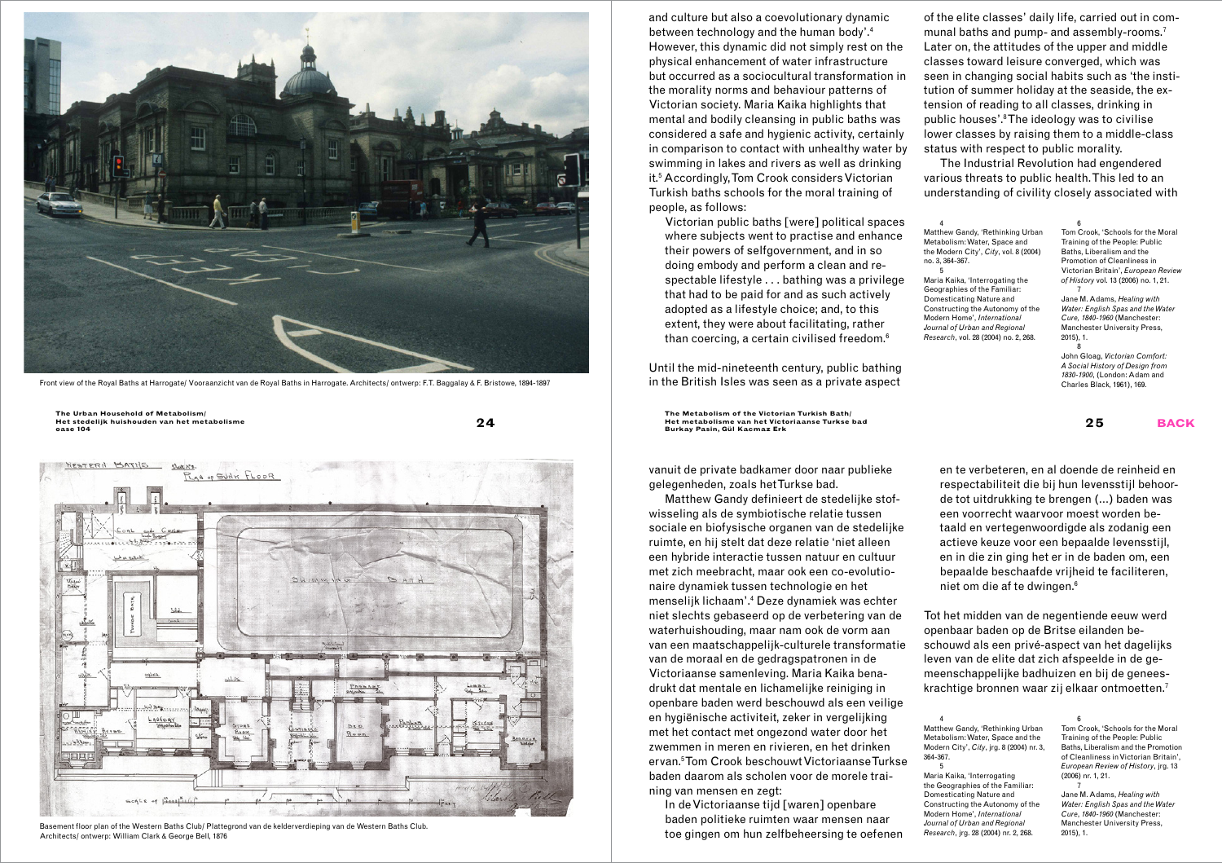Front view of the Royal Baths at Harrogate/ Vooraanzicht van de Royal Baths in Harrogate. Architects/ ontwerp: F.T. Baggalay & F. Bristowe, 1894-1897

and culture but also a coevolutionary dynamic between technology and the human body'.[4] However, this dynamic did not simply rest on the physical enhancement of water infrastructure but occurred as a sociocultural transformation in the morality norms and behaviour patterns of Victorian society. Maria Kaika highlights that mental and bodily cleansing in public baths was considered a safe and hygienic activity, certainly in comparison to contact with unhealthy water by swimming in lakes and rivers as well as drinking it.[5] Accordingly, Tom Crook considers Victorian Turkish baths schools for the moral training of people, as follows:

> Victorian public baths [were] political spaces where subjects went to practise and enhance their powers of selfgovernment, and in so doing embody and perform a clean and respectable lifestyle . . . bathing was a privilege that had to be paid for and as such actively adopted as a lifestyle choice; and, to this extent, they were about facilitating, rather than coercing, a certain civilised freedom.[6]

Until the mid-nineteenth century, public bathing in the British Isles was seen as a private aspect of the elite classes' daily life, carried out in communal baths and pump- and assembly-rooms.[7] Later on, the attitudes of the upper and middle classes toward leisure converged, which was seen in changing social habits such as 'the institution of summer holiday at the seaside, the extension of reading to all classes, drinking in public houses'.[8] The ideology was to civilise lower classes by raising them to a middle-class status with respect to public morality.

The Industrial Revolution had engendered various threats to public health. This led to an understanding of civility closely associated with

4 Matthew Gandy, 'Rethinking Urban Metabolism: Water, Space and the Modern City', *City*, vol. 8 (2004) no. 3, 364-367.

5 Maria Kaika, 'Interrogating the Geographies of the Familiar: Domesticating Nature and Constructing the Autonomy of the Modern Home', *International Journal of Urban and Regional Research*, vol. 28 (2004) no. 2, 268.

6 Tom Crook, 'Schools for the Moral Training of the People: Public Baths, Liberalism and the Promotion of Cleanliness in Victorian Britain', *European Review of History* vol. 13 (2006) no. 1, 21.

7 Jane M. Adams, *Healing with Water: English Spas and the Water Cure, 1840-1960* (Manchester: Manchester University Press, 2015), 1.

8 John Gloag, *Victorian Comfort: A Social History of Design from 1830-1900*, (London: Adam and Charles Black, 1961), 169.

Basement floor plan of the Western Baths Club/ Plattegrond van de kelderverdieping van de Western Baths Club. Architects/ ontwerp: William Clark & George Bell, 1876

vanuit de private badkamer door naar publieke gelegenheden, zoals het Turkse bad.

Matthew Gandy definieert de stedelijke stofwisseling als de symbiotische relatie tussen sociale en biofysische organen van de stedelijke ruimte, en hij stelt dat deze relatie 'niet alleen een hybride interactie tussen natuur en cultuur met zich meebracht, maar ook een co-evolutionaire dynamiek tussen technologie en het menselijk lichaam'.[4] Deze dynamiek was echter niet slechts gebaseerd op de verbetering van de waterhuishouding, maar nam ook de vorm aan van een maatschappelijk-culturele transformatie van de moraal en de gedragspatronen in de Victoriaanse samenleving. Maria Kaika benadrukt dat mentale en lichamelijke reiniging in openbare baden werd beschouwd als een veilige en hygiënische activiteit, zeker in vergelijking met het contact met ongezond water door het zwemmen in meren en rivieren, en het drinken ervan.[5] Tom Crook beschouwt Victoriaanse Turkse baden daarom als scholen voor de morele training van mensen en zegt:

> In de Victoriaanse tijd [waren] openbare baden politieke ruimten waar mensen naar toe gingen om hun zelfbeheersing te oefenen en te verbeteren, en al doende de reinheid en respectabiliteit die bij hun levensstijl behoorde tot uitdrukking te brengen (...) baden was een voorrecht waarvoor moest worden betaald en vertegenwoordigde als zodanig een actieve keuze voor een bepaalde levensstijl, en in die zin ging het er in de baden om, een bepaalde beschaafde vrijheid te faciliteren, niet om die af te dwingen.[6]

Tot het midden van de negentiende eeuw werd openbaar baden op de Britse eilanden beschouwd als een privé-aspect van het dagelijks leven van de elite dat zich afspeelde in de gemeenschappelijke badhuizen en bij de geneeskrachtige bronnen waar zij elkaar ontmoetten.[7]

4 Matthew Gandy, 'Rethinking Urban Metabolism: Water, Space and the Modern City', *City*, jrg. 8 (2004) nr. 3, 364-367.

5 Maria Kaika, 'Interrogating the Geographies of the Familiar: Domesticating Nature and Constructing the Autonomy of the Modern Home', *International Journal of Urban and Regional Research*, jrg. 28 (2004) nr. 2, 268.

6 Tom Crook, 'Schools for the Moral Training of the People: Public Baths, Liberalism and the Promotion of Cleanliness in Victorian Britain', *European Review of History*, jrg. 13 (2006) nr. 1, 21.

7 Jane M. Adams, *Healing with Water: English Spas and the Water Cure, 1840-1960* (Manchester: Manchester University Press, 2015), 1.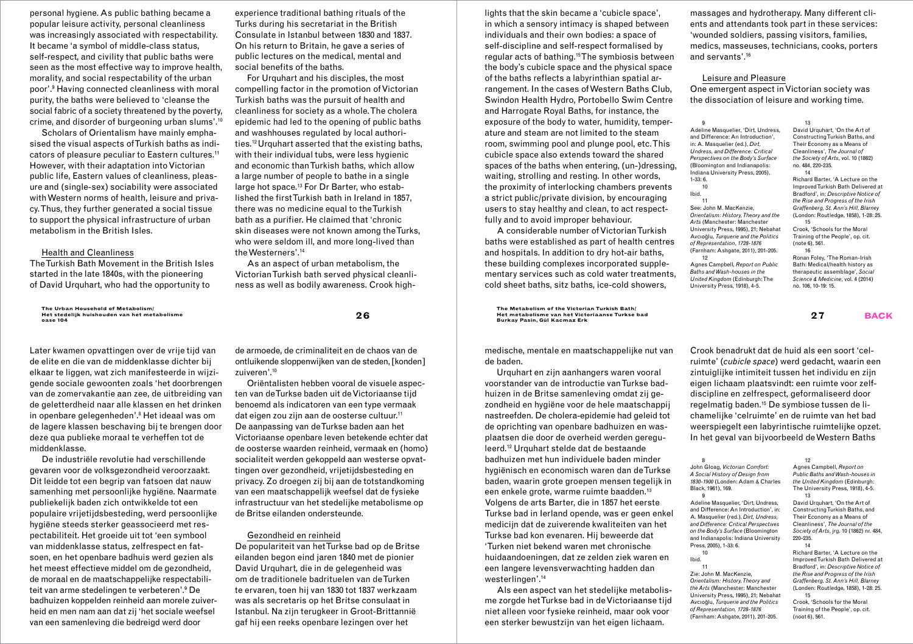personal hygiene. As public bathing became a popular leisure activity, personal cleanliness was increasingly associated with respectability. It became 'a symbol of middle-class status, self-respect, and civility that public baths were seen as the most effective way to improve health, morality, and social respectability of the urban poor'.[9] Having connected cleanliness with moral purity, the baths were believed to 'cleanse the social fabric of a society threatened by the poverty, crime, and disorder of burgeoning urban slums'.[10]

Scholars of Orientalism have mainly emphasised the visual aspects of Turkish baths as indicators of pleasure peculiar to Eastern cultures.[11] However, with their adaptation into Victorian public life, Eastern values of cleanliness, pleasure and (single-sex) sociability were associated with Western norms of health, leisure and privacy. Thus, they further generated a social tissue to support the physical infrastructure of urban metabolism in the British Isles.

### Health and Cleanliness

The Turkish Bath Movement in the British Isles started in the late 1840s, with the pioneering of David Urquhart, who had the opportunity to experience traditional bathing rituals of the Turks during his secretariat in the British Consulate in Istanbul between 1830 and 1837. On his return to Britain, he gave a series of public lectures on the medical, mental and social benefits of the baths.

For Urquhart and his disciples, the most compelling factor in the promotion of Victorian Turkish baths was the pursuit of health and cleanliness for society as a whole. The cholera epidemic had led to the opening of public baths and washhouses regulated by local authorities.[12] Urquhart asserted that the existing baths, with their individual tubs, were less hygienic and economic than Turkish baths, which allow a large number of people to bathe in a single large hot space.[13] For Dr Barter, who established the first Turkish bath in Ireland in 1857, there was no medicine equal to the Turkish bath as a purifier. He claimed that 'chronic skin diseases were not known among the Turks, who were seldom ill, and more long-lived than the Westerners'.[14]

As an aspect of urban metabolism, the Victorian Turkish bath served physical cleanliness as well as bodily awareness. Crook highlights that the skin became a 'cubicle space', in which a sensory intimacy is shaped between individuals and their own bodies: a space of self-discipline and self-respect formalised by regular acts of bathing.[15] The symbiosis between the body's cubicle space and the physical space of the baths reflects a labyrinthian spatial arrangement. In the cases of Western Baths Club, Swindon Health Hydro, Portobello Swim Centre and Harrogate Royal Baths, for instance, the exposure of the body to water, humidity, temperature and steam are not limited to the steam room, swimming pool and plunge pool, etc. This cubicle space also extends toward the shared spaces of the baths when entering, (un-)dressing, waiting, strolling and resting. In other words, the proximity of interlocking chambers prevents a strict public/private division, by encouraging users to stay healthy and clean, to act respectfully and to avoid improper behaviour.

A considerable number of Victorian Turkish baths were established as part of health centres and hospitals. In addition to dry hot-air baths, these building complexes incorporated supplementary services such as cold water treatments, cold sheet baths, sitz baths, ice-cold showers, massages and hydrotherapy. Many different clients and attendants took part in these services: 'wounded soldiers, passing visitors, families, medics, masseuses, technicians, cooks, porters and servants'.[16]

### Leisure and Pleasure

One emergent aspect in Victorian society was the dissociation of leisure and working time.

9 Adeline Masquelier, 'Dirt, Undress, and Difference: An Introduction', in: A. Masquelier (ed.), *Dirt, Undress, and Difference: Critical Perspectives on the Body's Surface* (Bloomington and Indianapolis: Indiana University Press, 2005), 1-33: 6.

10 Ibid.

11 See: John M. MacKenzie, *Orientalism: History, Theory and the Arts* (Manchester: Manchester University Press, 1995), 21; Nebahat Avcıoğlu, *Turquerie and the Politics of Representation, 1728-1876* (Farnham: Ashgate, 2011), 201-205.

12 Agnes Campbell, *Report on Public Baths and Wash-houses in the United Kingdom* (Edinburgh: The University Press, 1918), 4-5.

13 David Urquhart, 'On the Art of Constructing Turkish Baths, and Their Economy as a Means of Cleanliness', *The Journal of the Society of Arts*, vol. 10 (1862) no. 484, 220-235.

14 Richard Barter, 'A Lecture on the Improved Turkish Bath Delivered at Bradford', in: *Descriptive Notice of the Rise and Progress of the Irish Graffenberg, St. Ann's Hill, Blarney* (London: Routledge, 1858), 1-28: 25.

15 Crook, 'Schools for the Moral Training of the People', op. cit. (note 6), 561.

16 Ronan Foley, 'The Roman-Irish Bath: Medical/health history as therapeutic assemblage', *Social Science & Medicine*, vol. 4 (2014) no. 106, 10-19: 15.

---

Later kwamen opvattingen over de vrije tijd van de elite en die van de middenklasse dichter bij elkaar te liggen, wat zich manifesteerde in wijzigende sociale gewoonten zoals 'het doorbrengen van de zomervakantie aan zee, de uitbreiding van de geletterdheid naar alle klassen en het drinken in openbare gelegenheden'.[8] Het ideaal was om de lagere klassen beschaving bij te brengen door deze qua publieke moraal te verheffen tot de middenklasse.

De industriële revolutie had verschillende gevaren voor de volksgezondheid veroorzaakt. Dit leidde tot een begrip van fatsoen dat nauw samenhing met persoonlijke hygiëne. Naarmate publiekelijk baden zich ontwikkelde tot een populaire vrijetijdsbesteding, werd persoonlijke hygiëne steeds sterker geassocieerd met respectabiliteit. Het groeide uit tot 'een symbool van middenklasse status, zelfrespect en fatsoen, en het openbare badhuis werd gezien als het meest effectieve middel om de gezondheid, de moraal en de maatschappelijke respectabiliteit van arme stedelingen te verbeteren'.[9] De badhuizen koppelden reinheid aan morele zuiverheid en men nam aan dat zij 'het sociale weefsel van een samenleving die bedreigd werd door de armoede, de criminaliteit en de chaos van de ontluikende sloppenwijken van de steden, [konden] zuiveren'.[10]

Oriëntalisten hebben vooral de visuele aspecten van de Turkse baden uit de Victoriaanse tijd benoemd als indicatoren van een type vermaak dat eigen zou zijn aan de oosterse cultuur.[11] De aanpassing van de Turkse baden aan het Victoriaanse openbare leven betekende echter dat de oosterse waarden reinheid, vermaak en (homo) socialiteit werden gekoppeld aan westerse opvattingen over gezondheid, vrijetijdsbesteding en privacy. Zo droegen zij bij aan de totstandkoming van een maatschappelijk weefsel dat de fysieke infrastructuur van het stedelijke metabolisme op de Britse eilanden ondersteunde.

### Gezondheid en reinheid

De populariteit van het Turkse bad op de Britse eilanden begon eind jaren 1840 met de pionier David Urquhart, die in de gelegenheid was om de traditionele badrituelen van de Turken te ervaren, toen hij van 1830 tot 1837 werkzaam was als secretaris op het Britse consulaat in Istanbul. Na zijn terugkeer in Groot-Brittannië gaf hij een reeks openbare lezingen over het medische, mentale en maatschappelijke nut van de baden.

Urquhart en zijn aanhangers waren vooral voorstander van de introductie van Turkse badhuizen in de Britse samenleving omdat zij gezondheid en hygiëne voor de hele maatschappij nastreefden. De cholera-epidemie had geleid tot de oprichting van openbare badhuizen en wasplaatsen die door de overheid werden gereguleerd.[12] Urquhart stelde dat de bestaande badhuizen met hun individuele baden minder hygiënisch en economisch waren dan de Turkse baden, waarin grote groepen mensen tegelijk in een enkele grote, warme ruimte baadden.[13] Volgens de arts Barter, die in 1857 het eerste Turkse bad in Ierland opende, was er geen enkel medicijn dat de zuiverende kwaliteiten van het Turkse bad kon evenaren. Hij beweerde dat 'Turken niet bekend waren met chronische huidaandoeningen, dat ze zelden ziek waren en een langere levensverwachting hadden dan westerlingen'.[14]

Als een aspect van het stedelijke metabolisme zorgde het Turkse bad in de Victoriaanse tijd niet alleen voor fysieke reinheid, maar ook voor een sterker bewustzijn van het eigen lichaam. Crook benadrukt dat de huid als een soort 'celruimte' (*cubicle space*) werd gedacht, waarin een zintuiglijke intimiteit tussen het individu en zijn eigen lichaam plaatsvindt: een ruimte voor zelfdiscipline en zelfrespect, geformaliseerd door regelmatig baden.[15] De symbiose tussen de lichamelijke 'celruimte' en de ruimte van het bad weerspiegelt een labyrintische ruimtelijke opzet. In het geval van bijvoorbeeld de Western Baths

8 John Gloag, *Victorian Comfort: A Social History of Design from 1830-1900* (Londen: Adam & Charles Black, 1961), 169.

9 Adeline Masquelier, 'Dirt, Undress, and Difference: An Introduction', in: A. Masquelier (red.), *Dirt, Undress, and Difference: Critical Perspectives on the Body's Surface* (Bloomington and Indianapolis: Indiana University Press, 2005), 1-33: 6.

10 Ibid.

11 Zie: John M. MacKenzie, *Orientalism: History, Theory and the Arts* (Manchester: Manchester University Press, 1995), 21; Nebahat Avcıoğlu, *Turquerie and the Politics of Representation, 1728-1876* (Farnham: Ashgate, 2011), 201-205.

12 Agnes Campbell, *Report on Public Baths and Wash-houses in the United Kingdom* (Edinburgh: The University Press, 1918), 4-5.

13 David Urquhart, 'On the Art of Constructing Turkish Baths, and Their Economy as a Means of Cleanliness', *The Journal of the Society of Arts*, jrg. 10 (1862) nr. 484, 220-235.

14 Richard Barter, 'A Lecture on the Improved Turkish Bath Delivered at Bradford', in: *Descriptive Notice of the Rise and Progress of the Irish Graffenberg, St. Ann's Hill, Blarney* (Londen: Routledge, 1858), 1-28: 25.

15 Crook, 'Schools for the Moral Training of the People', op. cit. (noot 6), 561.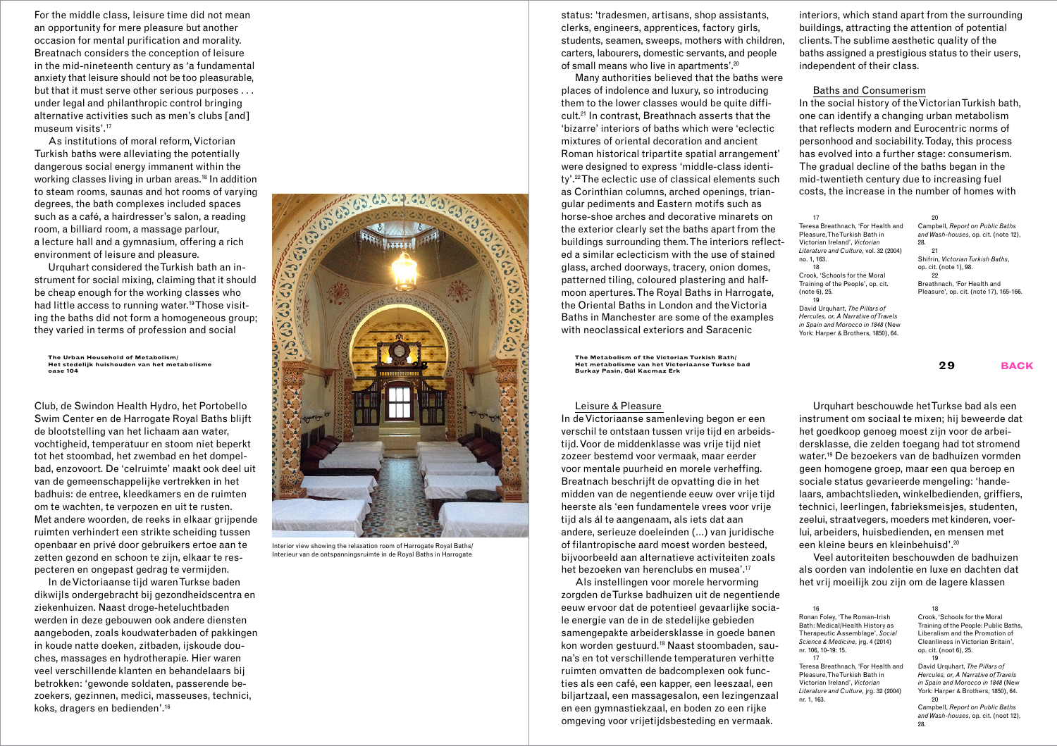For the middle class, leisure time did not mean an opportunity for mere pleasure but another occasion for mental purification and morality. Breatnach considers the conception of leisure in the mid-nineteenth century as 'a fundamental anxiety that leisure should not be too pleasurable, but that it must serve other serious purposes . . . under legal and philanthropic control bringing alternative activities such as men's clubs [and] museum visits'.[17]

As institutions of moral reform, Victorian Turkish baths were alleviating the potentially dangerous social energy immanent within the working classes living in urban areas.[18] In addition to steam rooms, saunas and hot rooms of varying degrees, the bath complexes included spaces such as a café, a hairdresser's salon, a reading room, a billiard room, a massage parlour, a lecture hall and a gymnasium, offering a rich environment of leisure and pleasure.

Urquhart considered the Turkish bath an instrument for social mixing, claiming that it should be cheap enough for the working classes who had little access to running water.[19] Those visiting the baths did not form a homogeneous group; they varied in terms of profession and social status: 'tradesmen, artisans, shop assistants, clerks, engineers, apprentices, factory girls, students, seamen, sweeps, mothers with children, carters, labourers, domestic servants, and people of small means who live in apartments'.[20]

Many authorities believed that the baths were places of indolence and luxury, so introducing them to the lower classes would be quite difficult.[21] In contrast, Breathnach asserts that the 'bizarre' interiors of baths which were 'eclectic mixtures of oriental decoration and ancient Roman historical tripartite spatial arrangement' were designed to express 'middle-class identity'.[22] The eclectic use of classical elements such as Corinthian columns, arched openings, triangular pediments and Eastern motifs such as horse-shoe arches and decorative minarets on the exterior clearly set the baths apart from the buildings surrounding them. The interiors reflected a similar eclecticism with the use of stained glass, arched doorways, tracery, onion domes, patterned tiling, coloured plastering and half-moon apertures. The Royal Baths in Harrogate, the Oriental Baths in London and the Victoria Baths in Manchester are some of the examples with neoclassical exteriors and Saracenic interiors, which stand apart from the surrounding buildings, attracting the attention of potential clients. The sublime aesthetic quality of the baths assigned a prestigious status to their users, independent of their class.

## Baths and Consumerism

In the social history of the Victorian Turkish bath, one can identify a changing urban metabolism that reflects modern and Eurocentric norms of personhood and sociability. Today, this process has evolved into a further stage: consumerism. The gradual decline of the baths began in the mid-twentieth century due to increasing fuel costs, the increase in the number of homes with

17
Teresa Breathnach, 'For Health and Pleasure, The Turkish Bath in Victorian Ireland', *Victorian Literature and Culture*, vol. 32 (2004) no. 1, 163.

18
Crook, 'Schools for the Moral Training of the People', op. cit. (note 6), 25.

19
David Urquhart, *The Pillars of Hercules, or, A Narrative of Travels in Spain and Morocco in 1848* (New York: Harper & Brothers, 1850), 64.

20
Campbell, *Report on Public Baths and Wash-houses*, op. cit. (note 12), 28.

21
Shifrin, *Victorian Turkish Baths*, op. cit. (note 1), 98.

22
Breathnach, 'For Health and Pleasure', op. cit. (note 17), 165-166.

Club, de Swindon Health Hydro, het Portobello Swim Center en de Harrogate Royal Baths blijft de blootstelling van het lichaam aan water, vochtigheid, temperatuur en stoom niet beperkt tot het stoombad, het zwembad en het dompelbad, enzovoort. De 'celruimte' maakt ook deel uit van de gemeenschappelijke vertrekken in het badhuis: de entree, kleedkamers en de ruimten om te wachten, te verpozen en uit te rusten. Met andere woorden, de reeks in elkaar grijpende ruimten verhindert een strikte scheiding tussen openbaar en privé door gebruikers ertoe aan te zetten gezond en schoon te zijn, elkaar te respecteren en ongepast gedrag te vermijden.

In de Victoriaanse tijd waren Turkse baden dikwijls ondergebracht bij gezondheidscentra en ziekenhuizen. Naast droge-heteluchtbaden werden in deze gebouwen ook andere diensten aangeboden, zoals koudwaterbaden of pakkingen in koude natte doeken, zitbaden, ijskoude douches, massages en hydrotherapie. Hier waren veel verschillende klanten en behandelaars bij betrokken: 'gewonde soldaten, passerende bezoekers, gezinnen, medici, masseuses, technici, koks, dragers en bedienden'.[16]

Interior view showing the relaxation room of Harrogate Royal Baths/ Interieur van de ontspanningsruimte in de Royal Baths in Harrogate

## Leisure & Pleasure

In de Victoriaanse samenleving begon er een verschil te ontstaan tussen vrije tijd en arbeidstijd. Voor de middenklasse was vrije tijd niet zozeer bestemd voor vermaak, maar eerder voor mentale puurheid en morele verheffing. Breathnach beschrijft de opvatting die in het midden van de negentiende eeuw over vrije tijd heerste als 'een fundamentele vrees voor vrije tijd als ál te aangenaam, als iets dat aan andere, serieuze doeleinden (...) van juridische of filantropische aard moest worden besteed, bijvoorbeeld aan alternatieve activiteiten zoals het bezoeken van herenclubs en musea'.[17]

Als instellingen voor morele hervorming zorgden de Turkse badhuizen uit de negentiende eeuw ervoor dat de potentieel gevaarlijke sociale energie van de in de stedelijke gebieden samengepakte arbeidersklasse in goede banen kon worden gestuurd.[18] Naast stoombaden, sauna's en tot verschillende temperaturen verhitte ruimten omvatten de badcomplexen ook functies als een café, een kapper, een leeszaal, een biljartzaal, een massagesalon, een lezingenzaal en een gymnastiekzaal, en boden zo een rijke omgeving voor vrijetijdsbesteding en vermaak.

Urquhart beschouwde het Turkse bad als een instrument om sociaal te mixen; hij beweerde dat het goedkoop genoeg moest zijn voor de arbeidersklasse, die zelden toegang had tot stromend water.[19] De bezoekers van de badhuizen vormden geen homogene groep, maar een qua beroep en sociale status gevarieerde mengeling: 'handelaars, ambachtslieden, winkelbedienden, griffiers, technici, leerlingen, fabrieksmeisjes, studenten, zeelui, straatvegers, moeders met kinderen, voerlui, arbeiders, huisbedienden, en mensen met een kleine beurs en kleinbehuisd'.[20]

Veel autoriteiten beschouwden de badhuizen als oorden van indolentie en luxe en dachten dat het vrij moeilijk zou zijn om de lagere klassen

16
Ronan Foley, 'The Roman-Irish Bath: Medical/Health History as Therapeutic Assemblage', *Social Science & Medicine*, jrg. 4 (2014) nr. 106, 10-19: 15.

17
Teresa Breathnach, 'For Health and Pleasure, The Turkish Bath in Victorian Ireland', *Victorian Literature and Culture*, jrg. 32 (2004) nr. 1, 163.

18
Crook, 'Schools for the Moral Training of the People: Public Baths, Liberalism and the Promotion of Cleanliness in Victorian Britain', op. cit. (noot 6), 25.

19
David Urquhart, *The Pillars of Hercules, or, A Narrative of Travels in Spain and Morocco in 1848* (New York: Harper & Brothers, 1850), 64.

20
Campbell, *Report on Public Baths and Wash-houses*, op. cit. (noot 12), 28.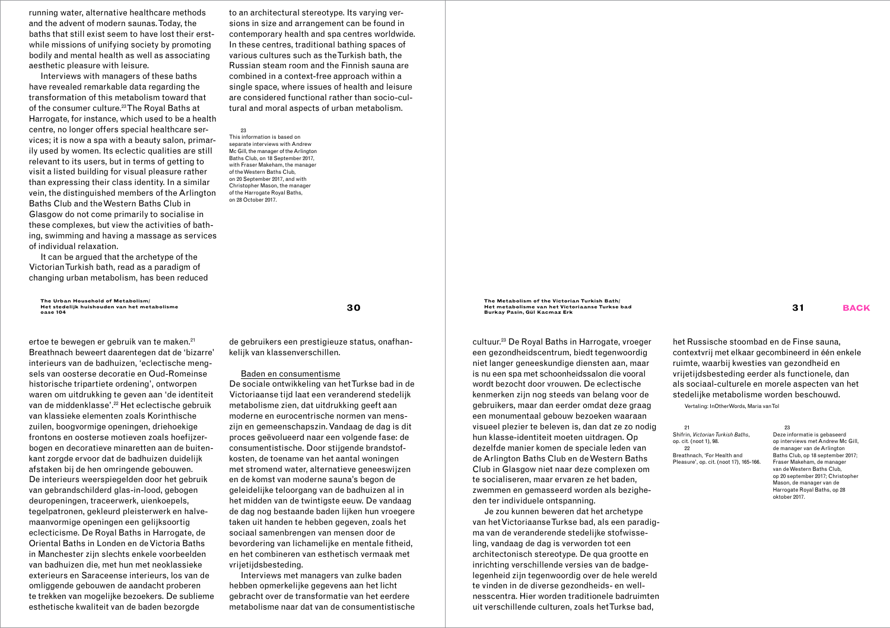running water, alternative healthcare methods and the advent of modern saunas. Today, the baths that still exist seem to have lost their erstwhile missions of unifying society by promoting bodily and mental health as well as associating aesthetic pleasure with leisure.

Interviews with managers of these baths have revealed remarkable data regarding the transformation of this metabolism toward that of the consumer culture.[23] The Royal Baths at Harrogate, for instance, which used to be a health centre, no longer offers special healthcare services; it is now a spa with a beauty salon, primarily used by women. Its eclectic qualities are still relevant to its users, but in terms of getting to visit a listed building for visual pleasure rather than expressing their class identity. In a similar vein, the distinguished members of the Arlington Baths Club and the Western Baths Club in Glasgow do not come primarily to socialise in these complexes, but view the activities of bathing, swimming and having a massage as services of individual relaxation.

It can be argued that the archetype of the Victorian Turkish bath, read as a paradigm of changing urban metabolism, has been reduced to an architectural stereotype. Its varying versions in size and arrangement can be found in contemporary health and spa centres worldwide. In these centres, traditional bathing spaces of various cultures such as the Turkish bath, the Russian steam room and the Finnish sauna are combined in a context-free approach within a single space, where issues of health and leisure are considered functional rather than socio-cultural and moral aspects of urban metabolism.

23
This information is based on separate interviews with Andrew Mc Gill, the manager of the Arlington Baths Club, on 18 September 2017, with Fraser Makeham, the manager of the Western Baths Club, on 20 September 2017, and with Christopher Mason, the manager of the Harrogate Royal Baths, on 28 October 2017.

ertoe te bewegen er gebruik van te maken.[21] Breathnach beweert daarentegen dat de 'bizarre' interieurs van de badhuizen, 'eclectische mengsels van oosterse decoratie en Oud-Romeinse historische tripartiete ordening', ontworpen waren om uitdrukking te geven aan 'de identiteit van de middenklasse'.[22] Het eclectische gebruik van klassieke elementen zoals Korinthische zuilen, boogvormige openingen, driehoekige frontons en oosterse motieven zoals hoefijzerbogen en decoratieve minaretten aan de buitenkant zorgde ervoor dat de badhuizen duidelijk afstaken bij de hen omringende gebouwen. De interieurs weerspiegelden door het gebruik van gebrandschilderd glas-in-lood, gebogen deuropeningen, traceerwerk, uienkoepels, tegelpatronen, gekleurd pleisterwerk en halvemaanvormige openingen een gelijksoortig eclecticisme. De Royal Baths in Harrogate, de Oriental Baths in Londen en de Victoria Baths in Manchester zijn slechts enkele voorbeelden van badhuizen die, met hun met neoklassieke exterieurs en Saraceense interieurs, los van de omliggende gebouwen de aandacht proberen te trekken van mogelijke bezoekers. De sublieme esthetische kwaliteit van de baden bezorgde de gebruikers een prestigieuze status, onafhankelijk van klassenverschillen.

## Baden en consumentisme

De sociale ontwikkeling van het Turkse bad in de Victoriaanse tijd laat een veranderend stedelijk metabolisme zien, dat uitdrukking geeft aan moderne en eurocentrische normen van menszijn en gemeenschapszin. Vandaag de dag is dit proces geëvolueerd naar een volgende fase: de consumentistische. Door stijgende brandstofkosten, de toename van het aantal woningen met stromend water, alternatieve geneeswijzen en de komst van moderne sauna's begon de geleidelijke teloorgang van de badhuizen al in het midden van de twintigste eeuw. De vandaag de dag nog bestaande baden lijken hun vroegere taken uit handen te hebben gegeven, zoals het sociaal samenbrengen van mensen door de bevordering van lichamelijke en mentale fitheid, en het combineren van esthetisch vermaak met vrijetijdsbesteding.

Interviews met managers van zulke baden hebben opmerkelijke gegevens aan het licht gebracht over de transformatie van het eerdere metabolisme naar dat van de consumentistische cultuur.[23] De Royal Baths in Harrogate, vroeger een gezondheidscentrum, biedt tegenwoordig niet langer geneeskundige diensten aan, maar is nu een spa met schoonheidssalon die vooral wordt bezocht door vrouwen. De eclectische kenmerken zijn nog steeds van belang voor de gebruikers, maar dan eerder omdat deze graag een monumentaal gebouw bezoeken waaraan visueel plezier te beleven is, dan dat ze zo nodig hun klasse-identiteit moeten uitdragen. Op dezelfde manier komen de speciale leden van de Arlington Baths Club en de Western Baths Club in Glasgow niet naar deze complexen om te socialiseren, maar ervaren ze het baden, zwemmen en gemasseerd worden als bezigheden ter individuele ontspanning.

Je zou kunnen beweren dat het archetype van het Victoriaanse Turkse bad, als een paradigma van de veranderende stedelijke stofwisseling, vandaag de dag is verworden tot een architectonisch stereotype. De qua grootte en inrichting verschillende versies van de badgelegenheid zijn tegenwoordig over de hele wereld te vinden in de diverse gezondheids- en wellnesscentra. Hier worden traditionele badruimten uit verschillende culturen, zoals het Turkse bad, het Russische stoombad en de Finse sauna, contextvrij met elkaar gecombineerd in één enkele ruimte, waarbij kwesties van gezondheid en vrijetijdsbesteding eerder als functionele, dan als sociaal-culturele en morele aspecten van het stedelijke metabolisme worden beschouwd.

Vertaling: InOtherWords, Maria van Tol

21
Shifrin, *Victorian Turkish Baths*, op. cit. (noot 1), 98.

22
Breathnach, 'For Health and Pleasure', op. cit. (noot 17), 165-166.

23
Deze informatie is gebaseerd op interviews met Andrew Mc Gill, de manager van de Arlington Baths Club, op 18 september 2017; Fraser Makeham, de manager van de Western Baths Club, op 20 september 2017; Christopher Mason, de manager van de Harrogate Royal Baths, op 28 oktober 2017.